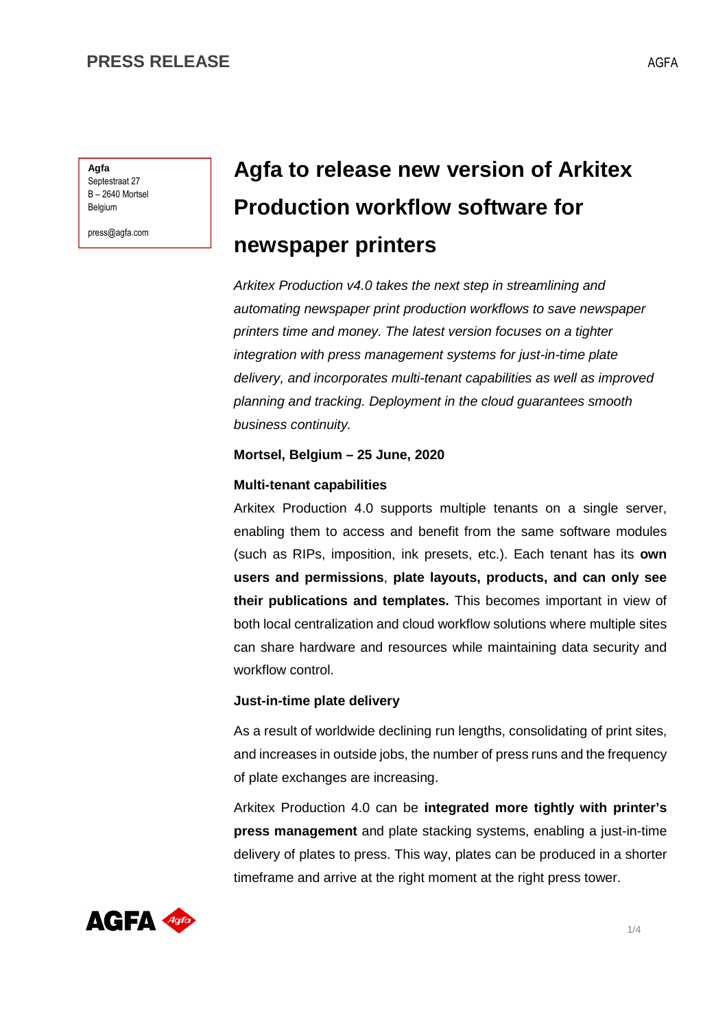**PRESS RELEASE**

**Agfa**
Septestraat 27
B – 2640 Mortsel
Belgium

press@agfa.com

# Agfa to release new version of Arkitex Production workflow software for newspaper printers

*Arkitex Production v4.0 takes the next step in streamlining and automating newspaper print production workflows to save newspaper printers time and money. The latest version focuses on a tighter integration with press management systems for just-in-time plate delivery, and incorporates multi-tenant capabilities as well as improved planning and tracking. Deployment in the cloud guarantees smooth business continuity.*

**Mortsel, Belgium – 25 June, 2020**

**Multi-tenant capabilities**

Arkitex Production 4.0 supports multiple tenants on a single server, enabling them to access and benefit from the same software modules (such as RIPs, imposition, ink presets, etc.). Each tenant has its **own users and permissions**, **plate layouts, products, and can only see their publications and templates.** This becomes important in view of both local centralization and cloud workflow solutions where multiple sites can share hardware and resources while maintaining data security and workflow control.

**Just-in-time plate delivery**

As a result of worldwide declining run lengths, consolidating of print sites, and increases in outside jobs, the number of press runs and the frequency of plate exchanges are increasing.

Arkitex Production 4.0 can be **integrated more tightly with printer's press management** and plate stacking systems, enabling a just-in-time delivery of plates to press. This way, plates can be produced in a shorter timeframe and arrive at the right moment at the right press tower.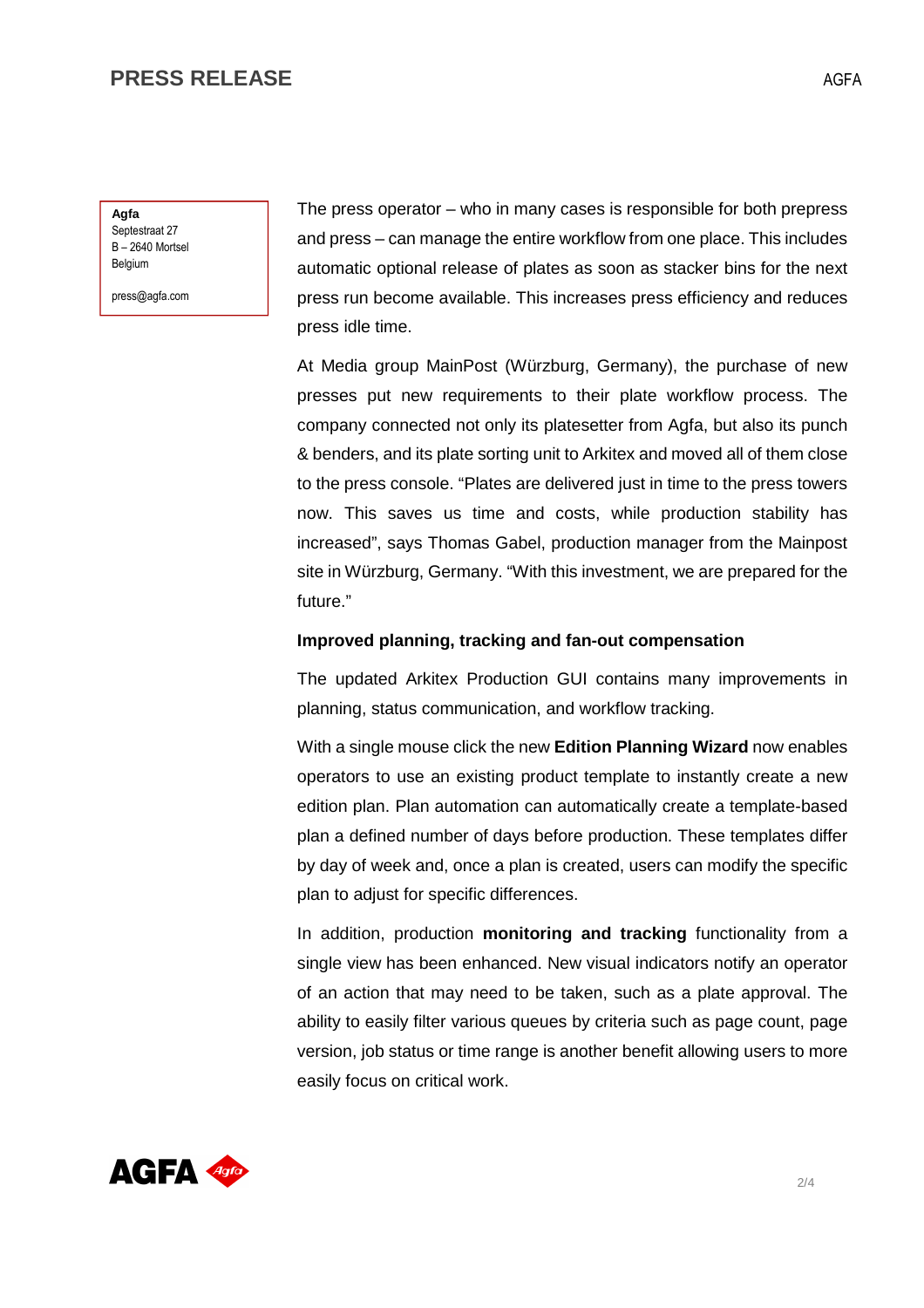Agfa
Septestraat 27
B – 2640 Mortsel
Belgium

press@agfa.com

The press operator – who in many cases is responsible for both prepress and press – can manage the entire workflow from one place. This includes automatic optional release of plates as soon as stacker bins for the next press run become available. This increases press efficiency and reduces press idle time.

At Media group MainPost (Würzburg, Germany), the purchase of new presses put new requirements to their plate workflow process. The company connected not only its platesetter from Agfa, but also its punch & benders, and its plate sorting unit to Arkitex and moved all of them close to the press console. "Plates are delivered just in time to the press towers now. This saves us time and costs, while production stability has increased", says Thomas Gabel, production manager from the Mainpost site in Würzburg, Germany. "With this investment, we are prepared for the future."

**Improved planning, tracking and fan-out compensation**

The updated Arkitex Production GUI contains many improvements in planning, status communication, and workflow tracking.

With a single mouse click the new **Edition Planning Wizard** now enables operators to use an existing product template to instantly create a new edition plan. Plan automation can automatically create a template-based plan a defined number of days before production. These templates differ by day of week and, once a plan is created, users can modify the specific plan to adjust for specific differences.

In addition, production **monitoring and tracking** functionality from a single view has been enhanced. New visual indicators notify an operator of an action that may need to be taken, such as a plate approval. The ability to easily filter various queues by criteria such as page count, page version, job status or time range is another benefit allowing users to more easily focus on critical work.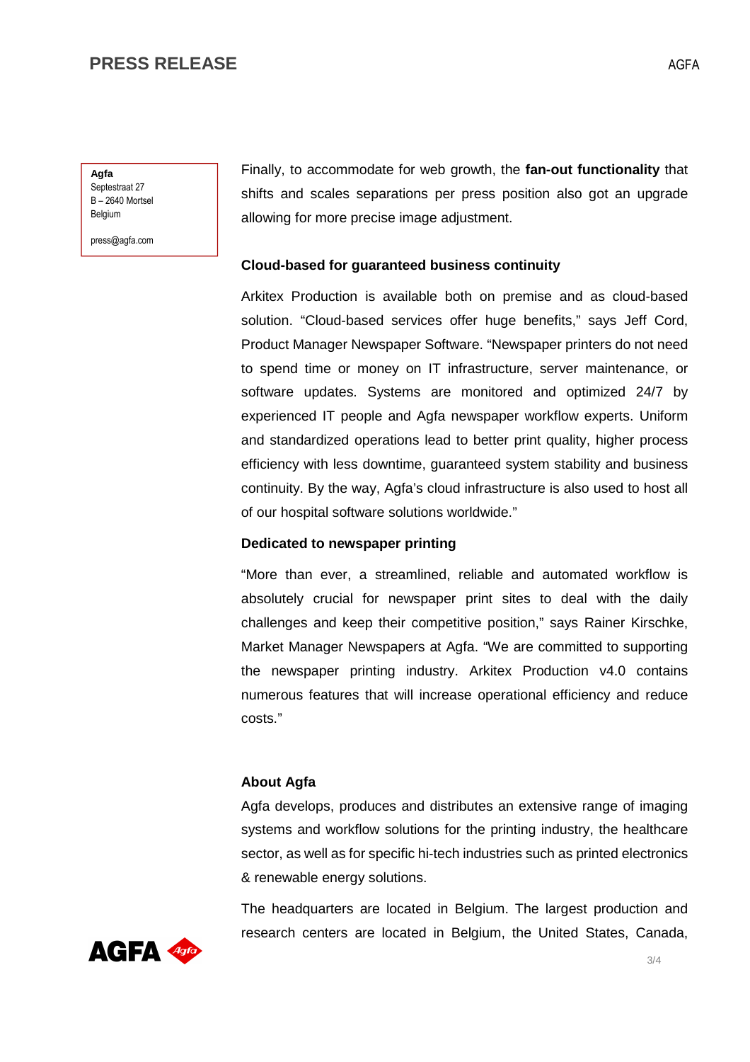**Agfa**
Septestraat 27
B – 2640 Mortsel
Belgium

press@agfa.com

Finally, to accommodate for web growth, the **fan-out functionality** that shifts and scales separations per press position also got an upgrade allowing for more precise image adjustment.

**Cloud-based for guaranteed business continuity**

Arkitex Production is available both on premise and as cloud-based solution. "Cloud-based services offer huge benefits," says Jeff Cord, Product Manager Newspaper Software. "Newspaper printers do not need to spend time or money on IT infrastructure, server maintenance, or software updates. Systems are monitored and optimized 24/7 by experienced IT people and Agfa newspaper workflow experts. Uniform and standardized operations lead to better print quality, higher process efficiency with less downtime, guaranteed system stability and business continuity. By the way, Agfa's cloud infrastructure is also used to host all of our hospital software solutions worldwide."

**Dedicated to newspaper printing**

"More than ever, a streamlined, reliable and automated workflow is absolutely crucial for newspaper print sites to deal with the daily challenges and keep their competitive position," says Rainer Kirschke, Market Manager Newspapers at Agfa. "We are committed to supporting the newspaper printing industry. Arkitex Production v4.0 contains numerous features that will increase operational efficiency and reduce costs."

**About Agfa**

Agfa develops, produces and distributes an extensive range of imaging systems and workflow solutions for the printing industry, the healthcare sector, as well as for specific hi-tech industries such as printed electronics & renewable energy solutions.

The headquarters are located in Belgium. The largest production and research centers are located in Belgium, the United States, Canada,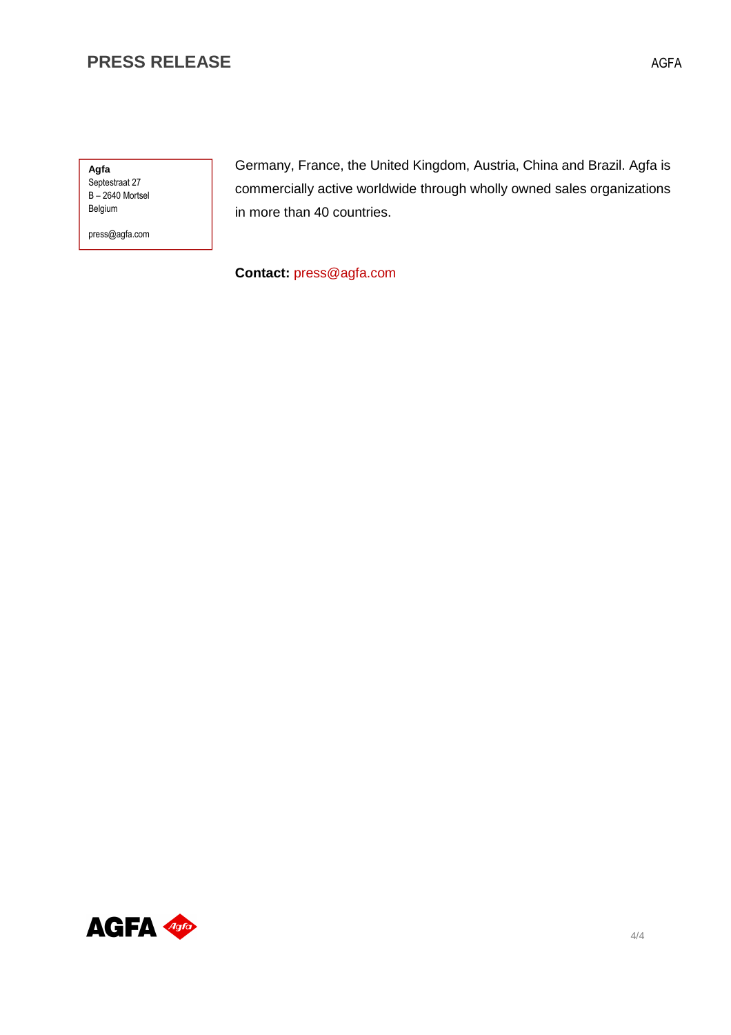**Agfa**
Septestraat 27
B – 2640 Mortsel
Belgium

press@agfa.com

Germany, France, the United Kingdom, Austria, China and Brazil. Agfa is commercially active worldwide through wholly owned sales organizations in more than 40 countries.

**Contact:** press@agfa.com